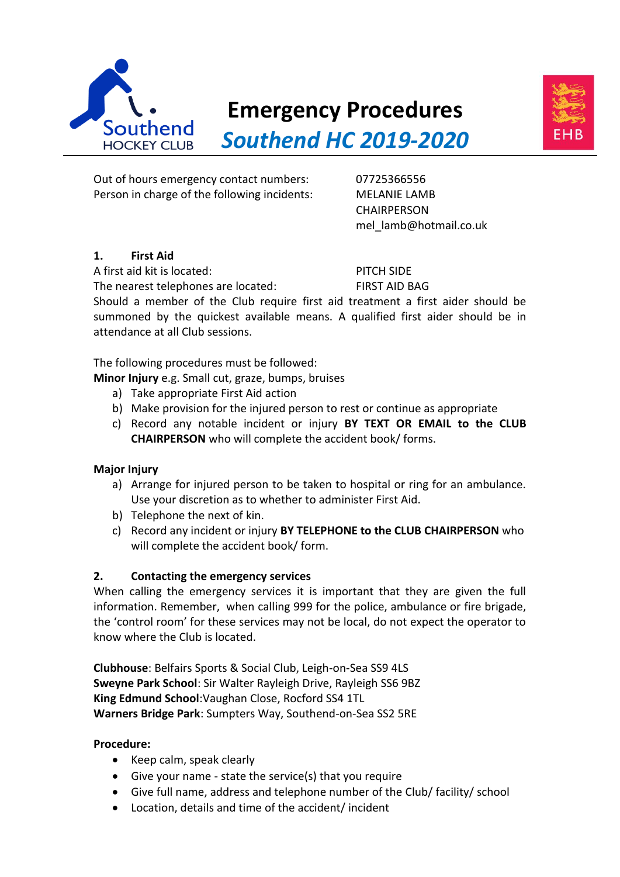# Emergency Procedures

## *Southend HC 2019-2020*

| | |
|---|---|
| Out of hours emergency contact numbers: | 07725366556 |
| Person in charge of the following incidents: | MELANIE LAMB<br>CHAIRPERSON<br>mel_lamb@hotmail.co.uk |

### 1. First Aid

| | |
|---|---|
| A first aid kit is located: | PITCH SIDE |
| The nearest telephones are located: | FIRST AID BAG |

Should a member of the Club require first aid treatment a first aider should be summoned by the quickest available means. A qualified first aider should be in attendance at all Club sessions.

The following procedures must be followed:

**Minor Injury** e.g. Small cut, graze, bumps, bruises

a) Take appropriate First Aid action
b) Make provision for the injured person to rest or continue as appropriate
c) Record any notable incident or injury **BY TEXT OR EMAIL to the CLUB CHAIRPERSON** who will complete the accident book/ forms.

**Major Injury**

a) Arrange for injured person to be taken to hospital or ring for an ambulance. Use your discretion as to whether to administer First Aid.
b) Telephone the next of kin.
c) Record any incident or injury **BY TELEPHONE to the CLUB CHAIRPERSON** who will complete the accident book/ form.

### 2. Contacting the emergency services

When calling the emergency services it is important that they are given the full information. Remember, when calling 999 for the police, ambulance or fire brigade, the 'control room' for these services may not be local, do not expect the operator to know where the Club is located.

**Clubhouse**: Belfairs Sports & Social Club, Leigh-on-Sea SS9 4LS
**Sweyne Park School**: Sir Walter Rayleigh Drive, Rayleigh SS6 9BZ
**King Edmund School**:Vaughan Close, Rocford SS4 1TL
**Warners Bridge Park**: Sumpters Way, Southend-on-Sea SS2 5RE

**Procedure:**

- Keep calm, speak clearly
- Give your name - state the service(s) that you require
- Give full name, address and telephone number of the Club/ facility/ school
- Location, details and time of the accident/ incident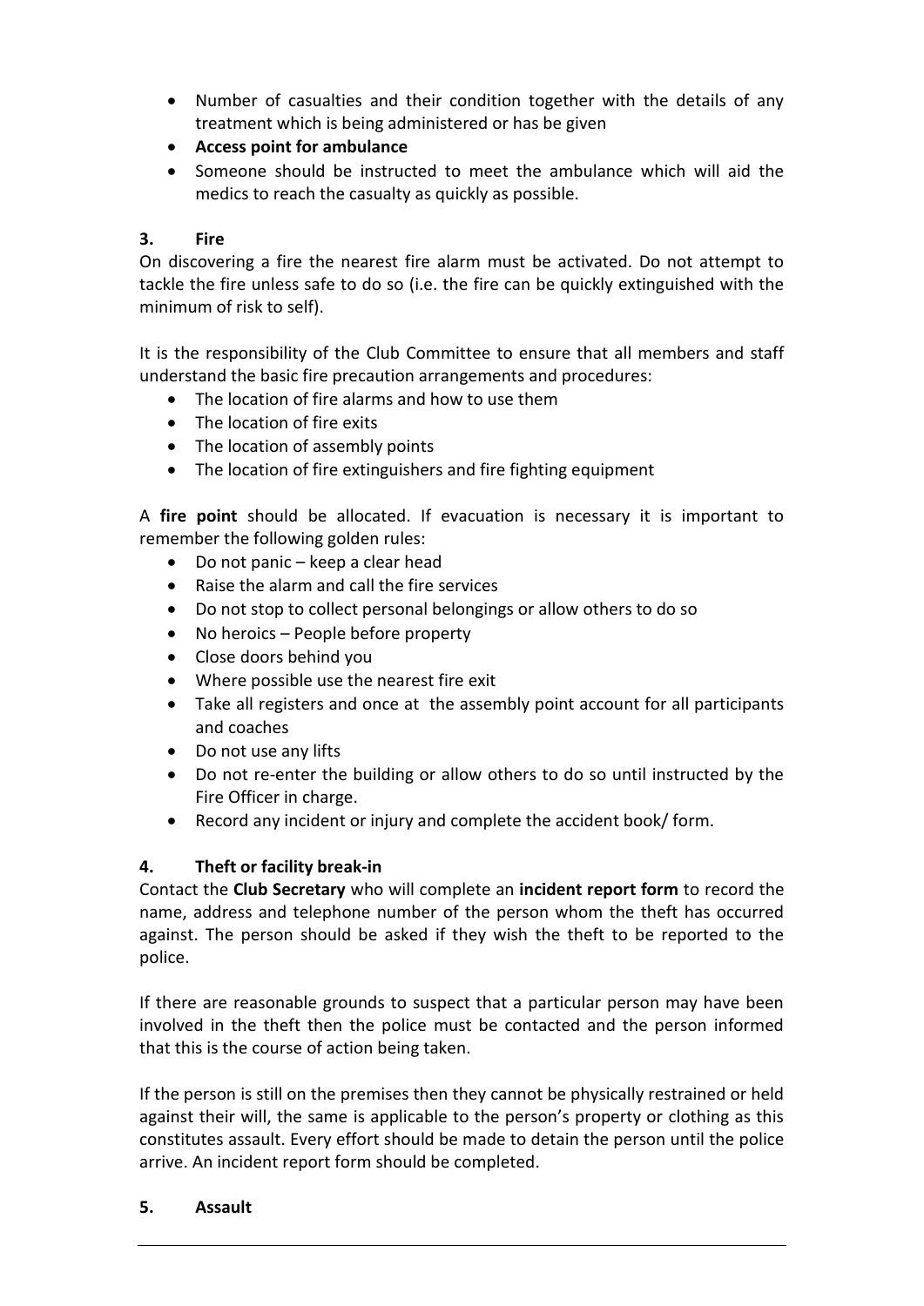- Number of casualties and their condition together with the details of any treatment which is being administered or has be given
- **Access point for ambulance**
- Someone should be instructed to meet the ambulance which will aid the medics to reach the casualty as quickly as possible.

### 3. Fire

On discovering a fire the nearest fire alarm must be activated. Do not attempt to tackle the fire unless safe to do so (i.e. the fire can be quickly extinguished with the minimum of risk to self).

It is the responsibility of the Club Committee to ensure that all members and staff understand the basic fire precaution arrangements and procedures:

- The location of fire alarms and how to use them
- The location of fire exits
- The location of assembly points
- The location of fire extinguishers and fire fighting equipment

A **fire point** should be allocated. If evacuation is necessary it is important to remember the following golden rules:

- Do not panic – keep a clear head
- Raise the alarm and call the fire services
- Do not stop to collect personal belongings or allow others to do so
- No heroics – People before property
- Close doors behind you
- Where possible use the nearest fire exit
- Take all registers and once at the assembly point account for all participants and coaches
- Do not use any lifts
- Do not re-enter the building or allow others to do so until instructed by the Fire Officer in charge.
- Record any incident or injury and complete the accident book/ form.

### 4. Theft or facility break-in

Contact the **Club Secretary** who will complete an **incident report form** to record the name, address and telephone number of the person whom the theft has occurred against. The person should be asked if they wish the theft to be reported to the police.

If there are reasonable grounds to suspect that a particular person may have been involved in the theft then the police must be contacted and the person informed that this is the course of action being taken.

If the person is still on the premises then they cannot be physically restrained or held against their will, the same is applicable to the person's property or clothing as this constitutes assault. Every effort should be made to detain the person until the police arrive. An incident report form should be completed.

### 5. Assault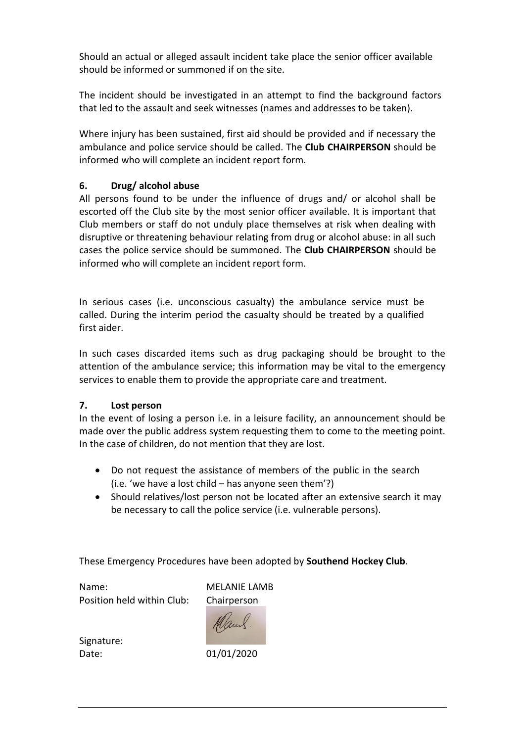Should an actual or alleged assault incident take place the senior officer available should be informed or summoned if on the site.

The incident should be investigated in an attempt to find the background factors that led to the assault and seek witnesses (names and addresses to be taken).

Where injury has been sustained, first aid should be provided and if necessary the ambulance and police service should be called. The **Club CHAIRPERSON** should be informed who will complete an incident report form.

## 6. Drug/ alcohol abuse

All persons found to be under the influence of drugs and/ or alcohol shall be escorted off the Club site by the most senior officer available. It is important that Club members or staff do not unduly place themselves at risk when dealing with disruptive or threatening behaviour relating from drug or alcohol abuse: in all such cases the police service should be summoned. The **Club CHAIRPERSON** should be informed who will complete an incident report form.

In serious cases (i.e. unconscious casualty) the ambulance service must be called. During the interim period the casualty should be treated by a qualified first aider.

In such cases discarded items such as drug packaging should be brought to the attention of the ambulance service; this information may be vital to the emergency services to enable them to provide the appropriate care and treatment.

## 7. Lost person

In the event of losing a person i.e. in a leisure facility, an announcement should be made over the public address system requesting them to come to the meeting point. In the case of children, do not mention that they are lost.

- Do not request the assistance of members of the public in the search (i.e. 'we have a lost child – has anyone seen them'?)
- Should relatives/lost person not be located after an extensive search it may be necessary to call the police service (i.e. vulnerable persons).

These Emergency Procedures have been adopted by **Southend Hockey Club**.

Name: MELANIE LAMB

Position held within Club: Chairperson

Signature:

Date: 01/01/2020